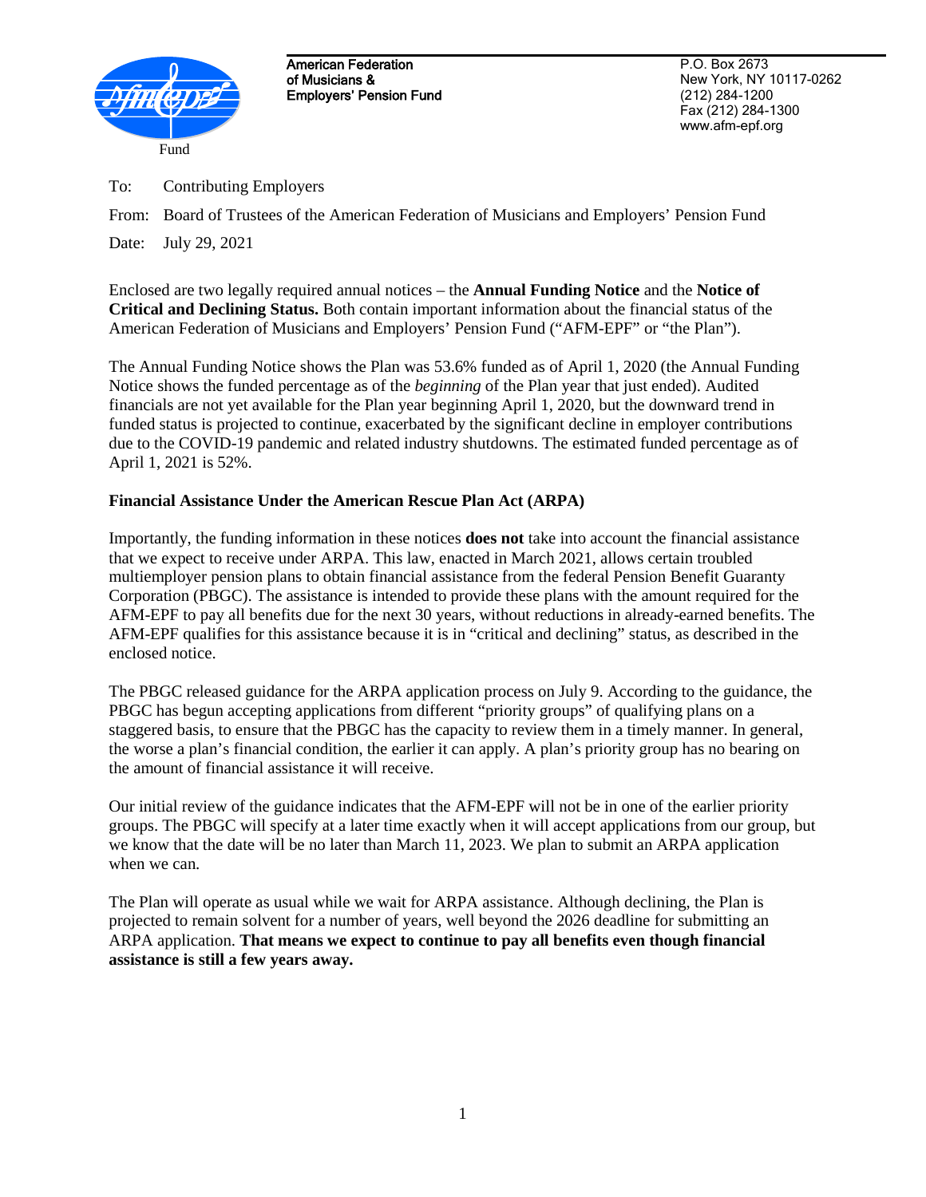American Federation of Musicians & Employers' Pension Fund

P.O. Box 2673
New York, NY 10117-0262
(212) 284-1200
Fax (212) 284-1300
www.afm-epf.org

To: Contributing Employers

From: Board of Trustees of the American Federation of Musicians and Employers' Pension Fund

Date: July 29, 2021

Enclosed are two legally required annual notices – the **Annual Funding Notice** and the **Notice of Critical and Declining Status.** Both contain important information about the financial status of the American Federation of Musicians and Employers' Pension Fund ("AFM-EPF" or "the Plan").

The Annual Funding Notice shows the Plan was 53.6% funded as of April 1, 2020 (the Annual Funding Notice shows the funded percentage as of the *beginning* of the Plan year that just ended). Audited financials are not yet available for the Plan year beginning April 1, 2020, but the downward trend in funded status is projected to continue, exacerbated by the significant decline in employer contributions due to the COVID-19 pandemic and related industry shutdowns. The estimated funded percentage as of April 1, 2021 is 52%.

**Financial Assistance Under the American Rescue Plan Act (ARPA)**

Importantly, the funding information in these notices **does not** take into account the financial assistance that we expect to receive under ARPA. This law, enacted in March 2021, allows certain troubled multiemployer pension plans to obtain financial assistance from the federal Pension Benefit Guaranty Corporation (PBGC). The assistance is intended to provide these plans with the amount required for the AFM-EPF to pay all benefits due for the next 30 years, without reductions in already-earned benefits. The AFM-EPF qualifies for this assistance because it is in "critical and declining" status, as described in the enclosed notice.

The PBGC released guidance for the ARPA application process on July 9. According to the guidance, the PBGC has begun accepting applications from different "priority groups" of qualifying plans on a staggered basis, to ensure that the PBGC has the capacity to review them in a timely manner. In general, the worse a plan's financial condition, the earlier it can apply. A plan's priority group has no bearing on the amount of financial assistance it will receive.

Our initial review of the guidance indicates that the AFM-EPF will not be in one of the earlier priority groups. The PBGC will specify at a later time exactly when it will accept applications from our group, but we know that the date will be no later than March 11, 2023. We plan to submit an ARPA application when we can.

The Plan will operate as usual while we wait for ARPA assistance. Although declining, the Plan is projected to remain solvent for a number of years, well beyond the 2026 deadline for submitting an ARPA application. **That means we expect to continue to pay all benefits even though financial assistance is still a few years away.**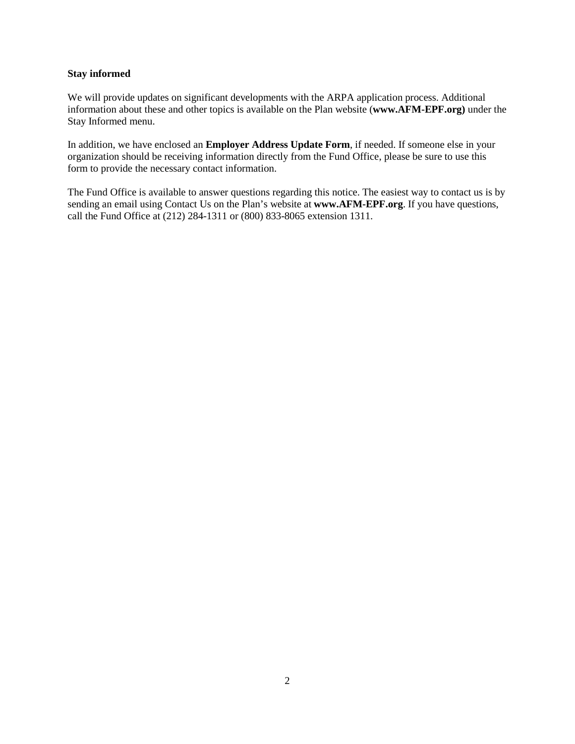**Stay informed**

We will provide updates on significant developments with the ARPA application process. Additional information about these and other topics is available on the Plan website (**www.AFM-EPF.org)** under the Stay Informed menu.

In addition, we have enclosed an **Employer Address Update Form**, if needed. If someone else in your organization should be receiving information directly from the Fund Office, please be sure to use this form to provide the necessary contact information.

The Fund Office is available to answer questions regarding this notice. The easiest way to contact us is by sending an email using Contact Us on the Plan's website at **www.AFM-EPF.org**. If you have questions, call the Fund Office at (212) 284-1311 or (800) 833-8065 extension 1311.